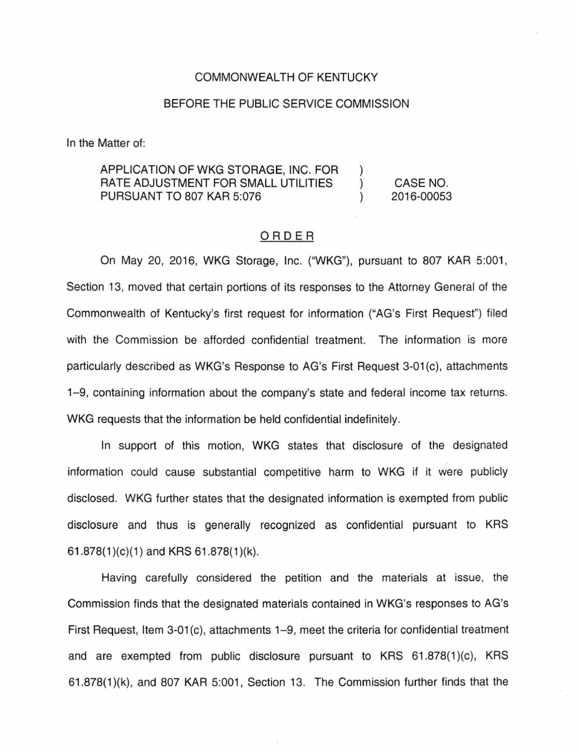COMMONWEALTH OF KENTUCKY

BEFORE THE PUBLIC SERVICE COMMISSION

In the Matter of:

| | | |
|---|---|---|
| APPLICATION OF WKG STORAGE, INC. FOR RATE ADJUSTMENT FOR SMALL UTILITIES PURSUANT TO 807 KAR 5:076 | ) ) ) | CASE NO. 2016-00053 |

## ORDER

On May 20, 2016, WKG Storage, Inc. ("WKG"), pursuant to 807 KAR 5:001, Section 13, moved that certain portions of its responses to the Attorney General of the Commonwealth of Kentucky's first request for information ("AG's First Request") filed with the Commission be afforded confidential treatment. The information is more particularly described as WKG's Response to AG's First Request 3-01(c), attachments 1–9, containing information about the company's state and federal income tax returns. WKG requests that the information be held confidential indefinitely.

In support of this motion, WKG states that disclosure of the designated information could cause substantial competitive harm to WKG if it were publicly disclosed. WKG further states that the designated information is exempted from public disclosure and thus is generally recognized as confidential pursuant to KRS 61.878(1)(c)(1) and KRS 61.878(1)(k).

Having carefully considered the petition and the materials at issue, the Commission finds that the designated materials contained in WKG's responses to AG's First Request, Item 3-01(c), attachments 1–9, meet the criteria for confidential treatment and are exempted from public disclosure pursuant to KRS 61.878(1)(c), KRS 61.878(1)(k), and 807 KAR 5:001, Section 13. The Commission further finds that the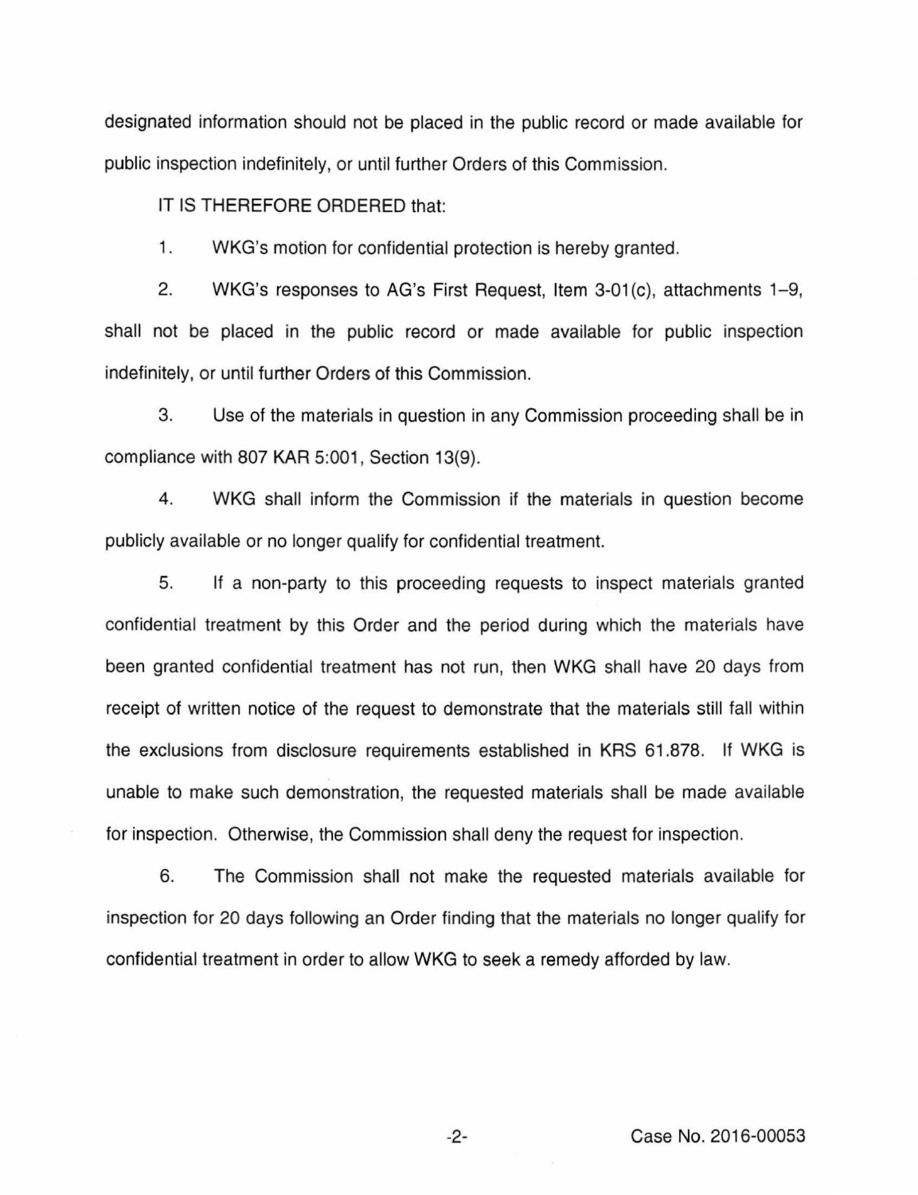designated information should not be placed in the public record or made available for public inspection indefinitely, or until further Orders of this Commission.

IT IS THEREFORE ORDERED that:

1. WKG's motion for confidential protection is hereby granted.

2. WKG's responses to AG's First Request, Item 3-01(c), attachments 1–9, shall not be placed in the public record or made available for public inspection indefinitely, or until further Orders of this Commission.

3. Use of the materials in question in any Commission proceeding shall be in compliance with 807 KAR 5:001, Section 13(9).

4. WKG shall inform the Commission if the materials in question become publicly available or no longer qualify for confidential treatment.

5. If a non-party to this proceeding requests to inspect materials granted confidential treatment by this Order and the period during which the materials have been granted confidential treatment has not run, then WKG shall have 20 days from receipt of written notice of the request to demonstrate that the materials still fall within the exclusions from disclosure requirements established in KRS 61.878. If WKG is unable to make such demonstration, the requested materials shall be made available for inspection. Otherwise, the Commission shall deny the request for inspection.

6. The Commission shall not make the requested materials available for inspection for 20 days following an Order finding that the materials no longer qualify for confidential treatment in order to allow WKG to seek a remedy afforded by law.

Case No. 2016-00053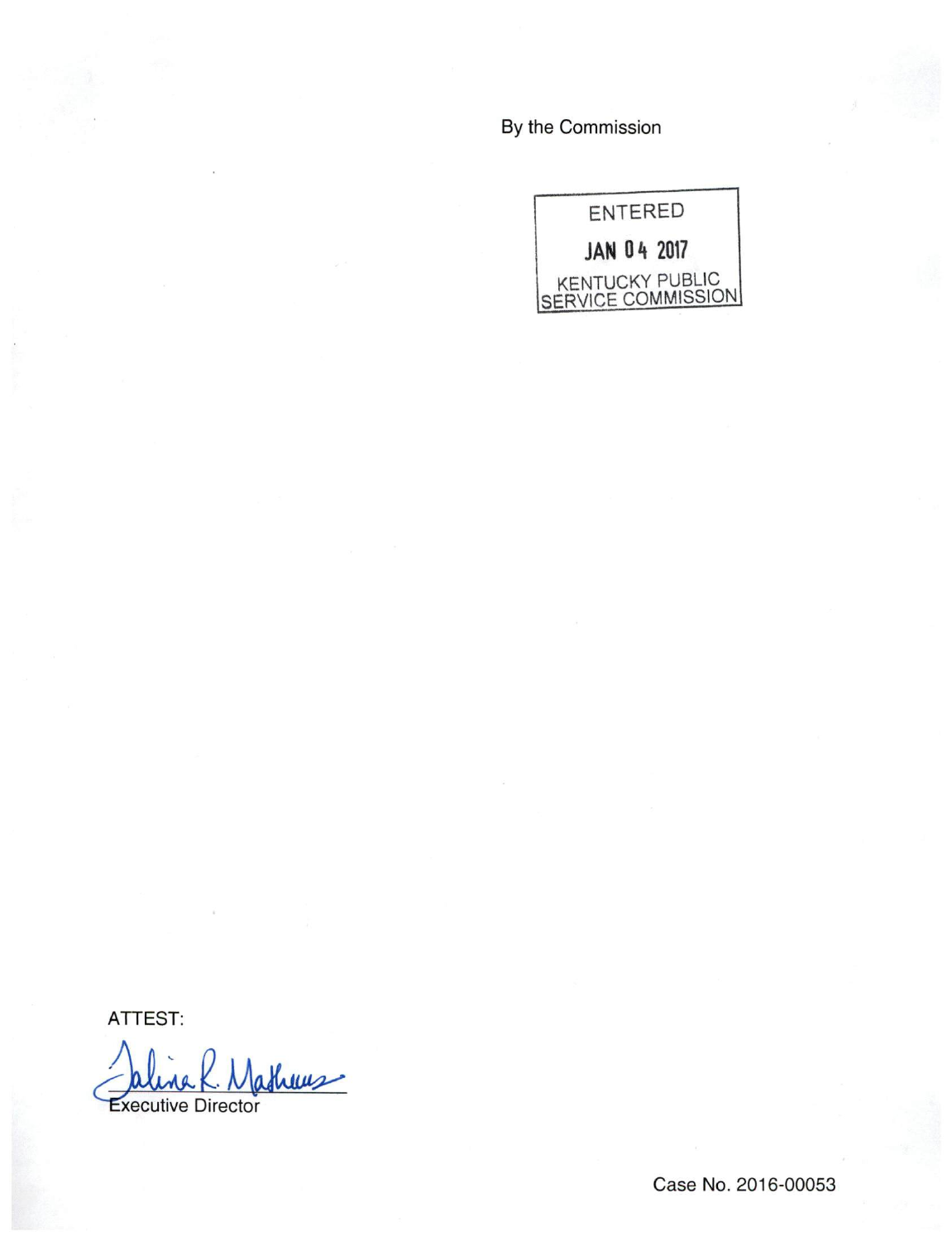By the Commission

ENTERED

JAN 04 2017

KENTUCKY PUBLIC SERVICE COMMISSION

ATTEST:

Executive Director

Case No. 2016-00053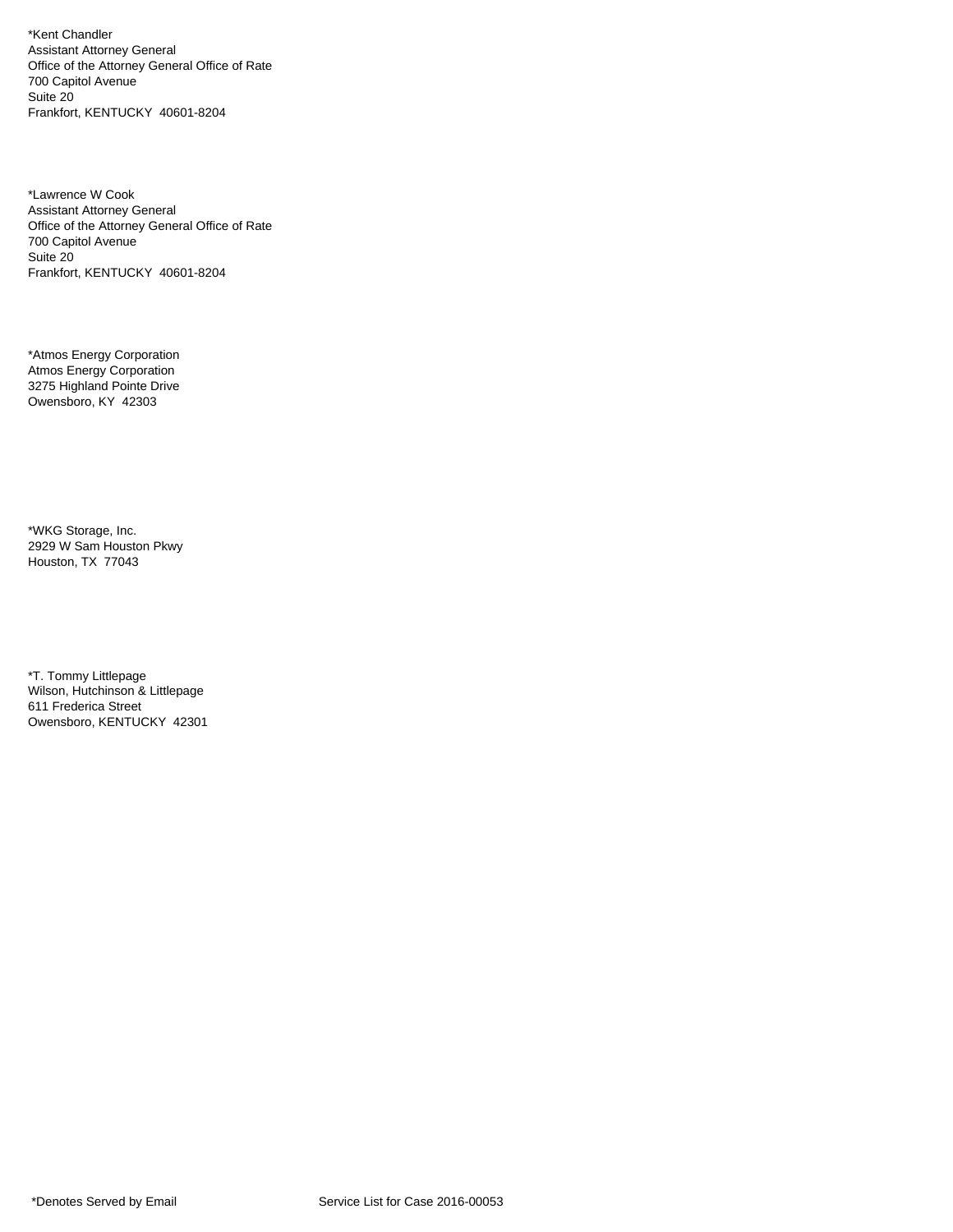*Kent Chandler
Assistant Attorney General
Office of the Attorney General Office of Rate
700 Capitol Avenue
Suite 20
Frankfort, KENTUCKY  40601-8204

*Lawrence W Cook
Assistant Attorney General
Office of the Attorney General Office of Rate
700 Capitol Avenue
Suite 20
Frankfort, KENTUCKY  40601-8204

*Atmos Energy Corporation
Atmos Energy Corporation
3275 Highland Pointe Drive
Owensboro, KY  42303

*WKG Storage, Inc.
2929 W Sam Houston Pkwy
Houston, TX  77043

*T. Tommy Littlepage
Wilson, Hutchinson & Littlepage
611 Frederica Street
Owensboro, KENTUCKY  42301

*Denotes Served by Email

Service List for Case 2016-00053